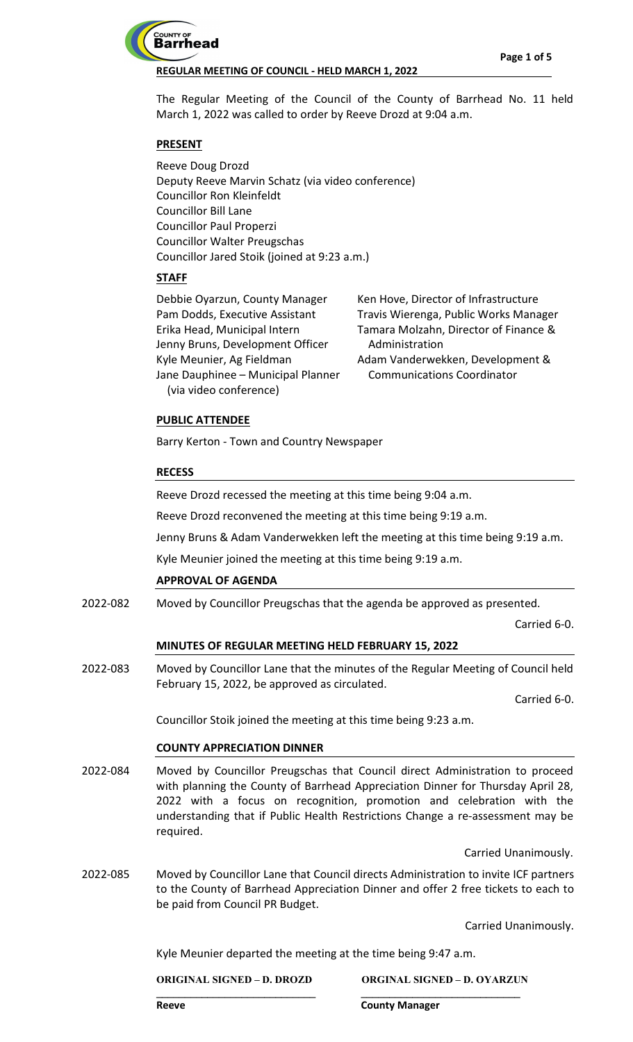**REGULAR MEETING OF COUNCIL - HELD MARCH 1, 2022**

The Regular Meeting of the Council of the County of Barrhead No. 11 held March 1, 2022 was called to order by Reeve Drozd at 9:04 a.m.

## PRESENT

Reeve Doug Drozd
Deputy Reeve Marvin Schatz (via video conference)
Councillor Ron Kleinfeldt
Councillor Bill Lane
Councillor Paul Properzi
Councillor Walter Preugschas
Councillor Jared Stoik (joined at 9:23 a.m.)

## STAFF

Debbie Oyarzun, County Manager
Pam Dodds, Executive Assistant
Erika Head, Municipal Intern
Jenny Bruns, Development Officer
Kyle Meunier, Ag Fieldman
Jane Dauphinee – Municipal Planner (via video conference)
Ken Hove, Director of Infrastructure
Travis Wierenga, Public Works Manager
Tamara Molzahn, Director of Finance & Administration
Adam Vanderwekken, Development & Communications Coordinator

## PUBLIC ATTENDEE

Barry Kerton - Town and Country Newspaper

## RECESS

Reeve Drozd recessed the meeting at this time being 9:04 a.m.

Reeve Drozd reconvened the meeting at this time being 9:19 a.m.

Jenny Bruns & Adam Vanderwekken left the meeting at this time being 9:19 a.m.

Kyle Meunier joined the meeting at this time being 9:19 a.m.

## APPROVAL OF AGENDA

2022-082 Moved by Councillor Preugschas that the agenda be approved as presented.

Carried 6-0.

## MINUTES OF REGULAR MEETING HELD FEBRUARY 15, 2022

2022-083 Moved by Councillor Lane that the minutes of the Regular Meeting of Council held February 15, 2022, be approved as circulated.

Carried 6-0.

Councillor Stoik joined the meeting at this time being 9:23 a.m.

## COUNTY APPRECIATION DINNER

2022-084 Moved by Councillor Preugschas that Council direct Administration to proceed with planning the County of Barrhead Appreciation Dinner for Thursday April 28, 2022 with a focus on recognition, promotion and celebration with the understanding that if Public Health Restrictions Change a re-assessment may be required.

Carried Unanimously.

2022-085 Moved by Councillor Lane that Council directs Administration to invite ICF partners to the County of Barrhead Appreciation Dinner and offer 2 free tickets to each to be paid from Council PR Budget.

Carried Unanimously.

Kyle Meunier departed the meeting at the time being 9:47 a.m.

**ORIGINAL SIGNED – D. DROZD** — **Reeve**

**ORGINAL SIGNED – D. OYARZUN** — **County Manager**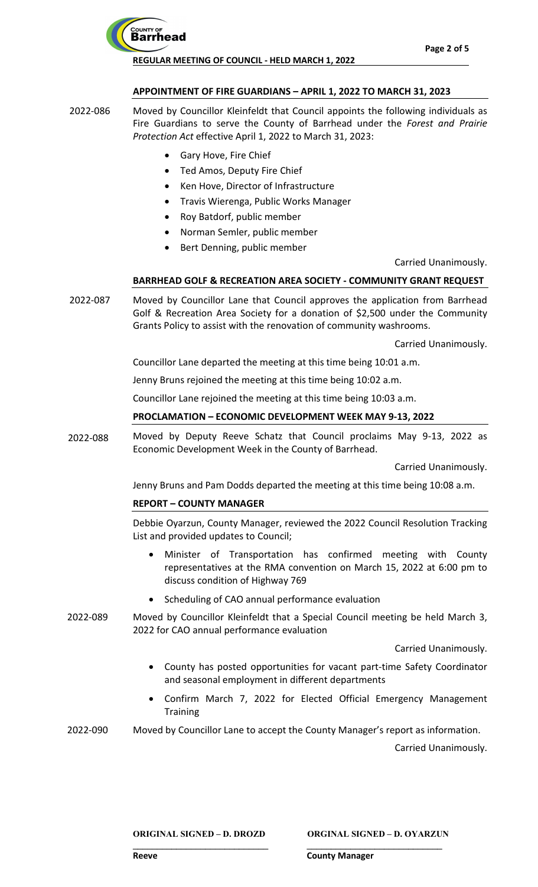## APPOINTMENT OF FIRE GUARDIANS – APRIL 1, 2022 TO MARCH 31, 2023

2022-086 Moved by Councillor Kleinfeldt that Council appoints the following individuals as Fire Guardians to serve the County of Barrhead under the *Forest and Prairie Protection Act* effective April 1, 2022 to March 31, 2023:

- Gary Hove, Fire Chief
- Ted Amos, Deputy Fire Chief
- Ken Hove, Director of Infrastructure
- Travis Wierenga, Public Works Manager
- Roy Batdorf, public member
- Norman Semler, public member
- Bert Denning, public member

Carried Unanimously.

## BARRHEAD GOLF & RECREATION AREA SOCIETY - COMMUNITY GRANT REQUEST

2022-087 Moved by Councillor Lane that Council approves the application from Barrhead Golf & Recreation Area Society for a donation of $2,500 under the Community Grants Policy to assist with the renovation of community washrooms.

Carried Unanimously.

Councillor Lane departed the meeting at this time being 10:01 a.m.

Jenny Bruns rejoined the meeting at this time being 10:02 a.m.

Councillor Lane rejoined the meeting at this time being 10:03 a.m.

## PROCLAMATION – ECONOMIC DEVELOPMENT WEEK MAY 9-13, 2022

2022-088 Moved by Deputy Reeve Schatz that Council proclaims May 9-13, 2022 as Economic Development Week in the County of Barrhead.

Carried Unanimously.

Jenny Bruns and Pam Dodds departed the meeting at this time being 10:08 a.m.

## REPORT – COUNTY MANAGER

Debbie Oyarzun, County Manager, reviewed the 2022 Council Resolution Tracking List and provided updates to Council;

- Minister of Transportation has confirmed meeting with County representatives at the RMA convention on March 15, 2022 at 6:00 pm to discuss condition of Highway 769
- Scheduling of CAO annual performance evaluation

2022-089 Moved by Councillor Kleinfeldt that a Special Council meeting be held March 3, 2022 for CAO annual performance evaluation

Carried Unanimously.

- County has posted opportunities for vacant part-time Safety Coordinator and seasonal employment in different departments
- Confirm March 7, 2022 for Elected Official Emergency Management Training

2022-090 Moved by Councillor Lane to accept the County Manager's report as information.

Carried Unanimously.

**ORIGINAL SIGNED – D. DROZD**
**Reeve**

**ORGINAL SIGNED – D. OYARZUN**
**County Manager**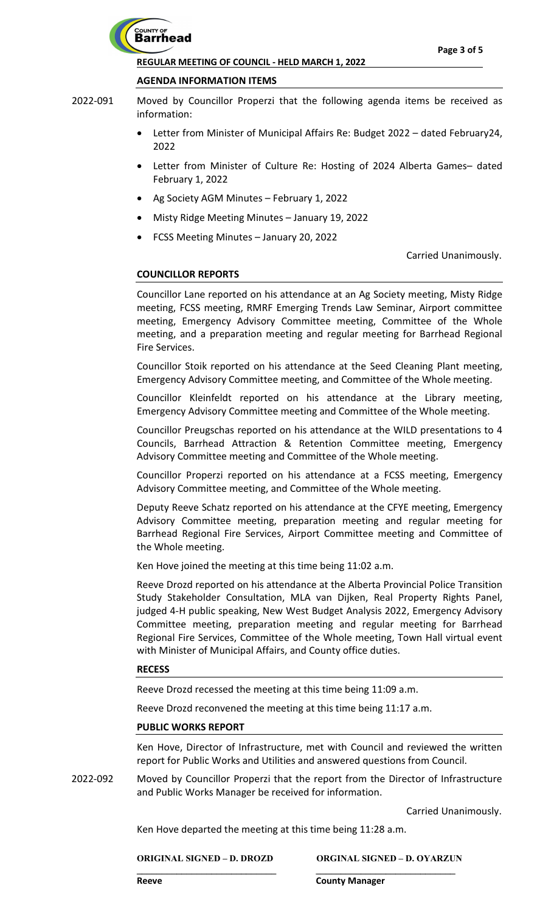**REGULAR MEETING OF COUNCIL - HELD MARCH 1, 2022**

## AGENDA INFORMATION ITEMS

2022-091 Moved by Councillor Properzi that the following agenda items be received as information:

- Letter from Minister of Municipal Affairs Re: Budget 2022 – dated February24, 2022
- Letter from Minister of Culture Re: Hosting of 2024 Alberta Games– dated February 1, 2022
- Ag Society AGM Minutes – February 1, 2022
- Misty Ridge Meeting Minutes – January 19, 2022
- FCSS Meeting Minutes – January 20, 2022

Carried Unanimously.

## COUNCILLOR REPORTS

Councillor Lane reported on his attendance at an Ag Society meeting, Misty Ridge meeting, FCSS meeting, RMRF Emerging Trends Law Seminar, Airport committee meeting, Emergency Advisory Committee meeting, Committee of the Whole meeting, and a preparation meeting and regular meeting for Barrhead Regional Fire Services.

Councillor Stoik reported on his attendance at the Seed Cleaning Plant meeting, Emergency Advisory Committee meeting, and Committee of the Whole meeting.

Councillor Kleinfeldt reported on his attendance at the Library meeting, Emergency Advisory Committee meeting and Committee of the Whole meeting.

Councillor Preugschas reported on his attendance at the WILD presentations to 4 Councils, Barrhead Attraction & Retention Committee meeting, Emergency Advisory Committee meeting and Committee of the Whole meeting.

Councillor Properzi reported on his attendance at a FCSS meeting, Emergency Advisory Committee meeting, and Committee of the Whole meeting.

Deputy Reeve Schatz reported on his attendance at the CFYE meeting, Emergency Advisory Committee meeting, preparation meeting and regular meeting for Barrhead Regional Fire Services, Airport Committee meeting and Committee of the Whole meeting.

Ken Hove joined the meeting at this time being 11:02 a.m.

Reeve Drozd reported on his attendance at the Alberta Provincial Police Transition Study Stakeholder Consultation, MLA van Dijken, Real Property Rights Panel, judged 4-H public speaking, New West Budget Analysis 2022, Emergency Advisory Committee meeting, preparation meeting and regular meeting for Barrhead Regional Fire Services, Committee of the Whole meeting, Town Hall virtual event with Minister of Municipal Affairs, and County office duties.

## RECESS

Reeve Drozd recessed the meeting at this time being 11:09 a.m.

Reeve Drozd reconvened the meeting at this time being 11:17 a.m.

## PUBLIC WORKS REPORT

Ken Hove, Director of Infrastructure, met with Council and reviewed the written report for Public Works and Utilities and answered questions from Council.

2022-092 Moved by Councillor Properzi that the report from the Director of Infrastructure and Public Works Manager be received for information.

Carried Unanimously.

Ken Hove departed the meeting at this time being 11:28 a.m.

| ORIGINAL SIGNED – D. DROZD | ORGINAL SIGNED – D. OYARZUN |
| --- | --- |
| Reeve | County Manager |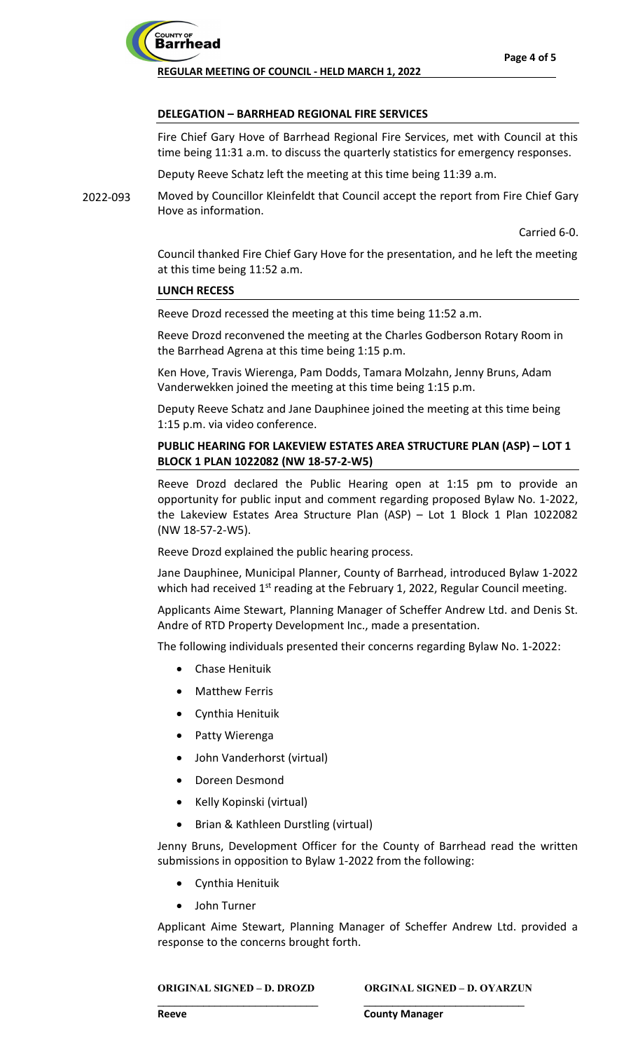**DELEGATION – BARRHEAD REGIONAL FIRE SERVICES**

Fire Chief Gary Hove of Barrhead Regional Fire Services, met with Council at this time being 11:31 a.m. to discuss the quarterly statistics for emergency responses.

Deputy Reeve Schatz left the meeting at this time being 11:39 a.m.

2022-093 Moved by Councillor Kleinfeldt that Council accept the report from Fire Chief Gary Hove as information.

Carried 6-0.

Council thanked Fire Chief Gary Hove for the presentation, and he left the meeting at this time being 11:52 a.m.

**LUNCH RECESS**

Reeve Drozd recessed the meeting at this time being 11:52 a.m.

Reeve Drozd reconvened the meeting at the Charles Godberson Rotary Room in the Barrhead Agrena at this time being 1:15 p.m.

Ken Hove, Travis Wierenga, Pam Dodds, Tamara Molzahn, Jenny Bruns, Adam Vanderwekken joined the meeting at this time being 1:15 p.m.

Deputy Reeve Schatz and Jane Dauphinee joined the meeting at this time being 1:15 p.m. via video conference.

**PUBLIC HEARING FOR LAKEVIEW ESTATES AREA STRUCTURE PLAN (ASP) – LOT 1 BLOCK 1 PLAN 1022082 (NW 18-57-2-W5)**

Reeve Drozd declared the Public Hearing open at 1:15 pm to provide an opportunity for public input and comment regarding proposed Bylaw No. 1-2022, the Lakeview Estates Area Structure Plan (ASP) – Lot 1 Block 1 Plan 1022082 (NW 18-57-2-W5).

Reeve Drozd explained the public hearing process.

Jane Dauphinee, Municipal Planner, County of Barrhead, introduced Bylaw 1-2022 which had received 1st reading at the February 1, 2022, Regular Council meeting.

Applicants Aime Stewart, Planning Manager of Scheffer Andrew Ltd. and Denis St. Andre of RTD Property Development Inc., made a presentation.

The following individuals presented their concerns regarding Bylaw No. 1-2022:

- Chase Henituik
- Matthew Ferris
- Cynthia Henituik
- Patty Wierenga
- John Vanderhorst (virtual)
- Doreen Desmond
- Kelly Kopinski (virtual)
- Brian & Kathleen Durstling (virtual)

Jenny Bruns, Development Officer for the County of Barrhead read the written submissions in opposition to Bylaw 1-2022 from the following:

- Cynthia Henituik
- John Turner

Applicant Aime Stewart, Planning Manager of Scheffer Andrew Ltd. provided a response to the concerns brought forth.

| ORIGINAL SIGNED – D. DROZD | ORGINAL SIGNED – D. OYARZUN |
|---|---|
| Reeve | County Manager |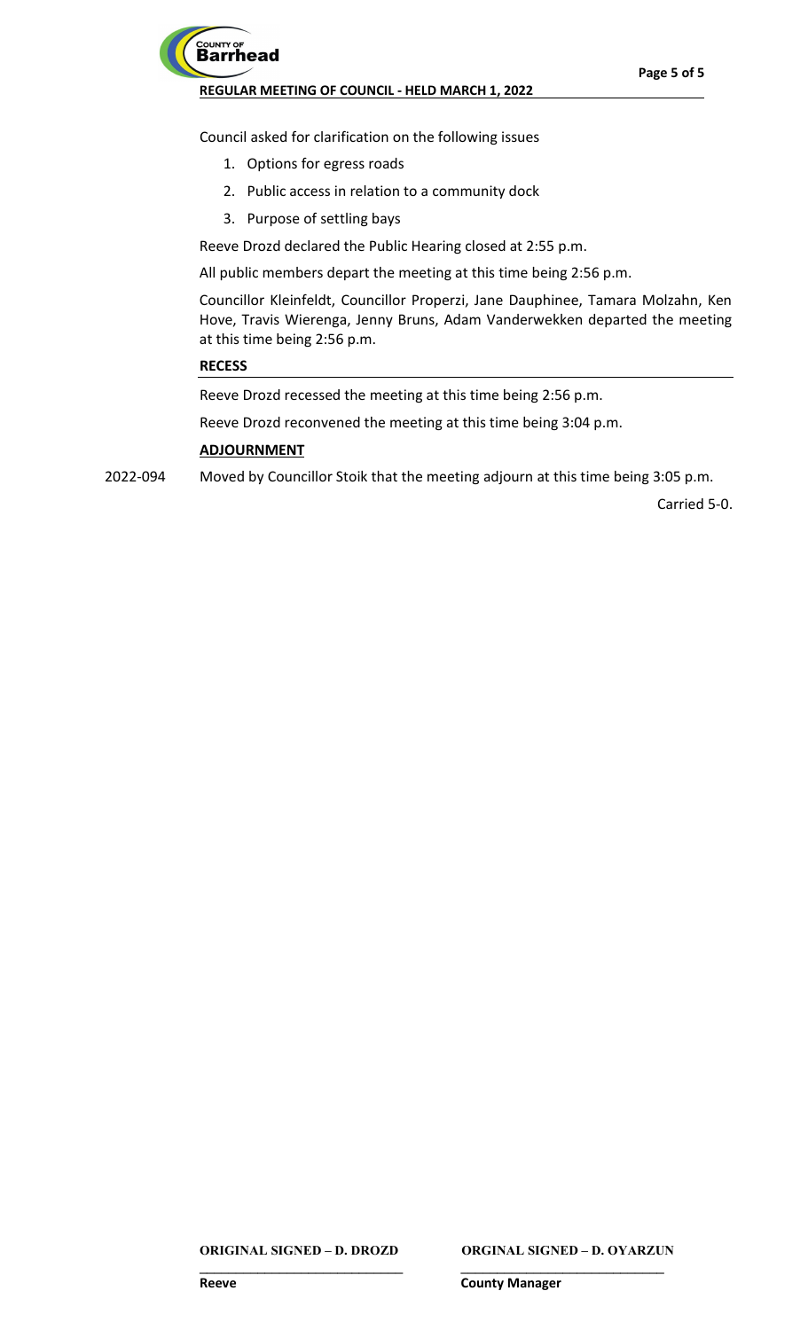Council asked for clarification on the following issues

1. Options for egress roads
2. Public access in relation to a community dock
3. Purpose of settling bays

Reeve Drozd declared the Public Hearing closed at 2:55 p.m.

All public members depart the meeting at this time being 2:56 p.m.

Councillor Kleinfeldt, Councillor Properzi, Jane Dauphinee, Tamara Molzahn, Ken Hove, Travis Wierenga, Jenny Bruns, Adam Vanderwekken departed the meeting at this time being 2:56 p.m.

**RECESS**

Reeve Drozd recessed the meeting at this time being 2:56 p.m.

Reeve Drozd reconvened the meeting at this time being 3:04 p.m.

**ADJOURNMENT**

2022-094 Moved by Councillor Stoik that the meeting adjourn at this time being 3:05 p.m.

Carried 5-0.

**ORIGINAL SIGNED – D. DROZD**
\_\_\_\_\_\_\_\_\_\_\_\_\_\_\_\_\_\_\_\_\_\_\_\_\_\_\_\_
**Reeve**

**ORGINAL SIGNED – D. OYARZUN**
\_\_\_\_\_\_\_\_\_\_\_\_\_\_\_\_\_\_\_\_\_\_\_\_\_\_\_\_
**County Manager**